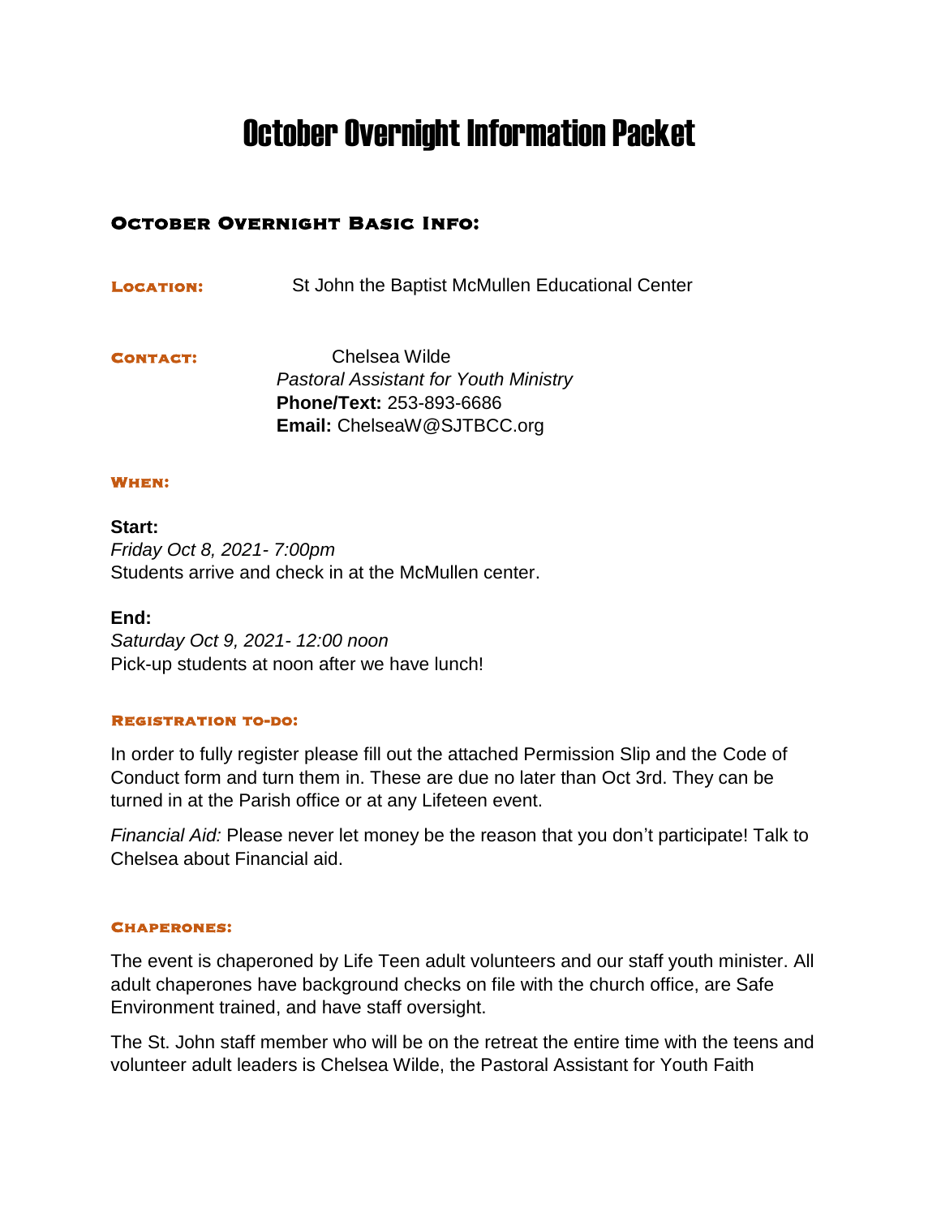# October Overnight Information Packet

## October Overnight Basic Info:

**Location:** St John the Baptist McMullen Educational Center

**Contact:** Chelsea Wilde
*Pastoral Assistant for Youth Ministry*
**Phone/Text:** 253-893-6686
**Email:** ChelseaW@SJTBCC.org

### When:

**Start:**
*Friday Oct 8, 2021- 7:00pm*
Students arrive and check in at the McMullen center.

**End:**
*Saturday Oct 9, 2021- 12:00 noon*
Pick-up students at noon after we have lunch!

### Registration to-do:

In order to fully register please fill out the attached Permission Slip and the Code of Conduct form and turn them in. These are due no later than Oct 3rd. They can be turned in at the Parish office or at any Lifeteen event.

*Financial Aid:* Please never let money be the reason that you don't participate! Talk to Chelsea about Financial aid.

### Chaperones:

The event is chaperoned by Life Teen adult volunteers and our staff youth minister. All adult chaperones have background checks on file with the church office, are Safe Environment trained, and have staff oversight.

The St. John staff member who will be on the retreat the entire time with the teens and volunteer adult leaders is Chelsea Wilde, the Pastoral Assistant for Youth Faith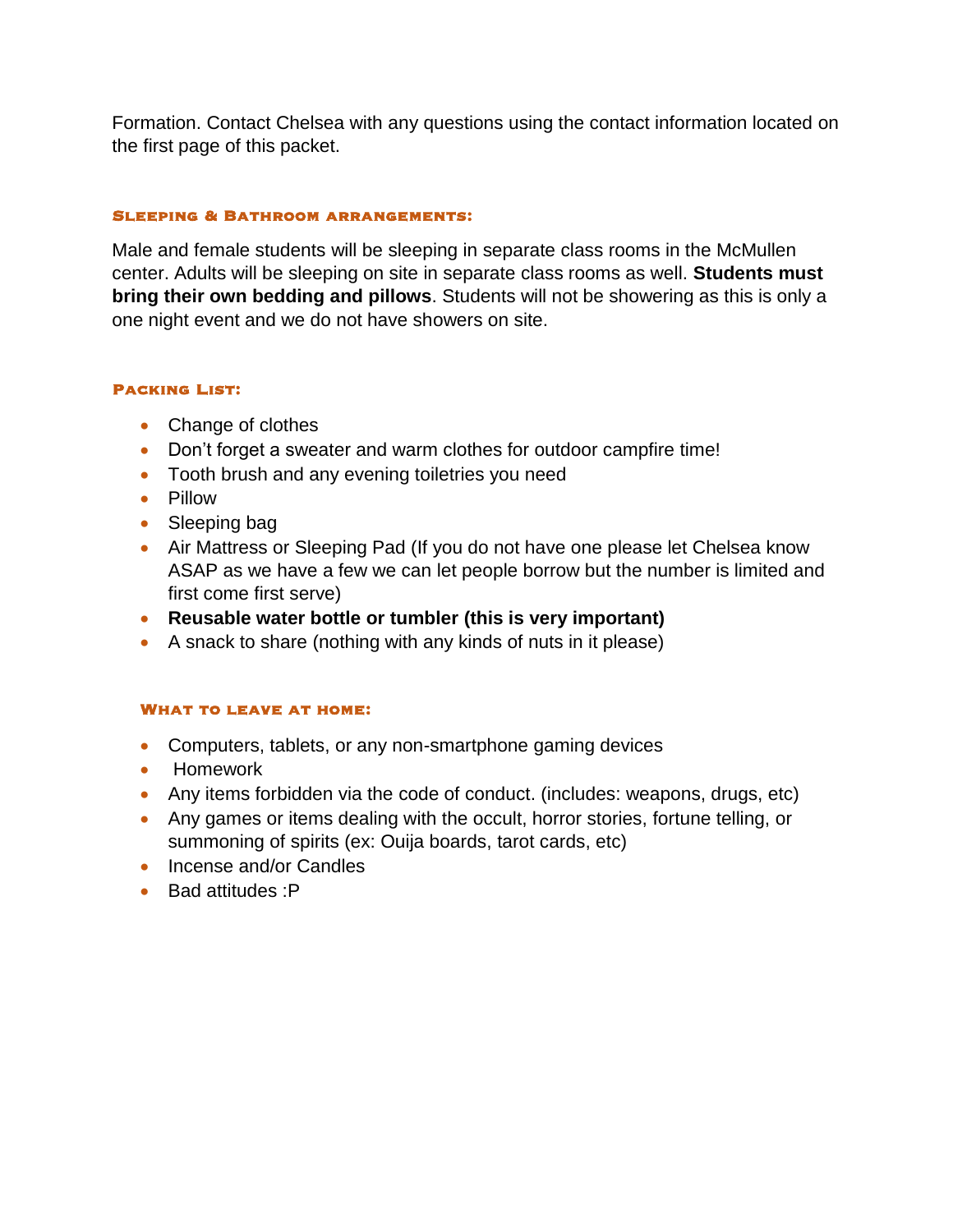Formation. Contact Chelsea with any questions using the contact information located on the first page of this packet.

### Sleeping & Bathroom arrangements:

Male and female students will be sleeping in separate class rooms in the McMullen center. Adults will be sleeping on site in separate class rooms as well. **Students must bring their own bedding and pillows**. Students will not be showering as this is only a one night event and we do not have showers on site.

### Packing List:

- Change of clothes
- Don't forget a sweater and warm clothes for outdoor campfire time!
- Tooth brush and any evening toiletries you need
- Pillow
- Sleeping bag
- Air Mattress or Sleeping Pad (If you do not have one please let Chelsea know ASAP as we have a few we can let people borrow but the number is limited and first come first serve)
- **Reusable water bottle or tumbler (this is very important)**
- A snack to share (nothing with any kinds of nuts in it please)

### What to leave at home:

- Computers, tablets, or any non-smartphone gaming devices
- Homework
- Any items forbidden via the code of conduct. (includes: weapons, drugs, etc)
- Any games or items dealing with the occult, horror stories, fortune telling, or summoning of spirits (ex: Ouija boards, tarot cards, etc)
- Incense and/or Candles
- Bad attitudes :P